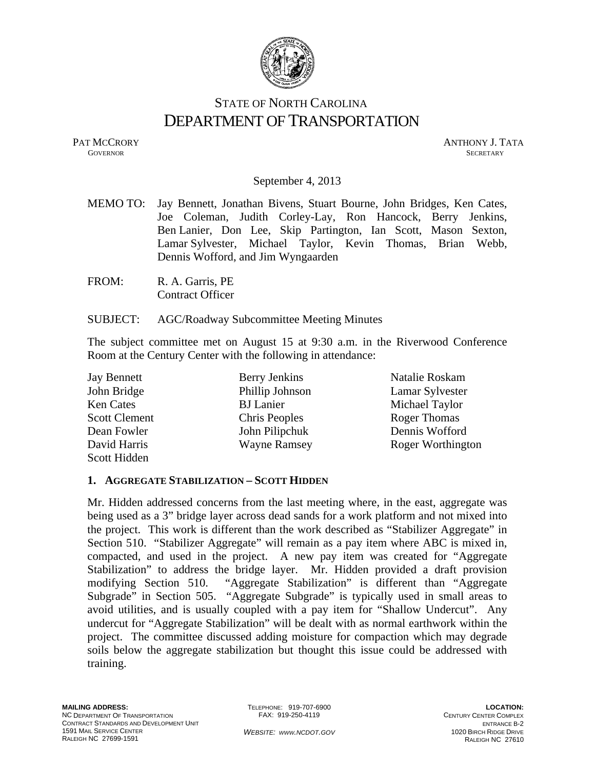STATE OF NORTH CAROLINA
# DEPARTMENT OF TRANSPORTATION

PAT MCCRORY
GOVERNOR

ANTHONY J. TATA
SECRETARY

September 4, 2013

MEMO TO: Jay Bennett, Jonathan Bivens, Stuart Bourne, John Bridges, Ken Cates, Joe Coleman, Judith Corley-Lay, Ron Hancock, Berry Jenkins, Ben Lanier, Don Lee, Skip Partington, Ian Scott, Mason Sexton, Lamar Sylvester, Michael Taylor, Kevin Thomas, Brian Webb, Dennis Wofford, and Jim Wyngaarden

FROM: R. A. Garris, PE
Contract Officer

SUBJECT: AGC/Roadway Subcommittee Meeting Minutes

The subject committee met on August 15 at 9:30 a.m. in the Riverwood Conference Room at the Century Center with the following in attendance:

Jay Bennett
John Bridge
Ken Cates
Scott Clement
Dean Fowler
David Harris
Scott Hidden
Berry Jenkins
Phillip Johnson
BJ Lanier
Chris Peoples
John Pilipchuk
Wayne Ramsey
Natalie Roskam
Lamar Sylvester
Michael Taylor
Roger Thomas
Dennis Wofford
Roger Worthington

## 1. AGGREGATE STABILIZATION – SCOTT HIDDEN

Mr. Hidden addressed concerns from the last meeting where, in the east, aggregate was being used as a 3" bridge layer across dead sands for a work platform and not mixed into the project. This work is different than the work described as "Stabilizer Aggregate" in Section 510. "Stabilizer Aggregate" will remain as a pay item where ABC is mixed in, compacted, and used in the project. A new pay item was created for "Aggregate Stabilization" to address the bridge layer. Mr. Hidden provided a draft provision modifying Section 510. "Aggregate Stabilization" is different than "Aggregate Subgrade" in Section 505. "Aggregate Subgrade" is typically used in small areas to avoid utilities, and is usually coupled with a pay item for "Shallow Undercut". Any undercut for "Aggregate Stabilization" will be dealt with as normal earthwork within the project. The committee discussed adding moisture for compaction which may degrade soils below the aggregate stabilization but thought this issue could be addressed with training.

**MAILING ADDRESS:**
NC DEPARTMENT OF TRANSPORTATION
CONTRACT STANDARDS AND DEVELOPMENT UNIT
1591 MAIL SERVICE CENTER
RALEIGH NC 27699-1591

TELEPHONE: 919-707-6900
FAX: 919-250-4119

*WEBSITE: WWW.NCDOT.GOV*

**LOCATION:**
CENTURY CENTER COMPLEX
ENTRANCE B-2
1020 BIRCH RIDGE DRIVE
RALEIGH NC 27610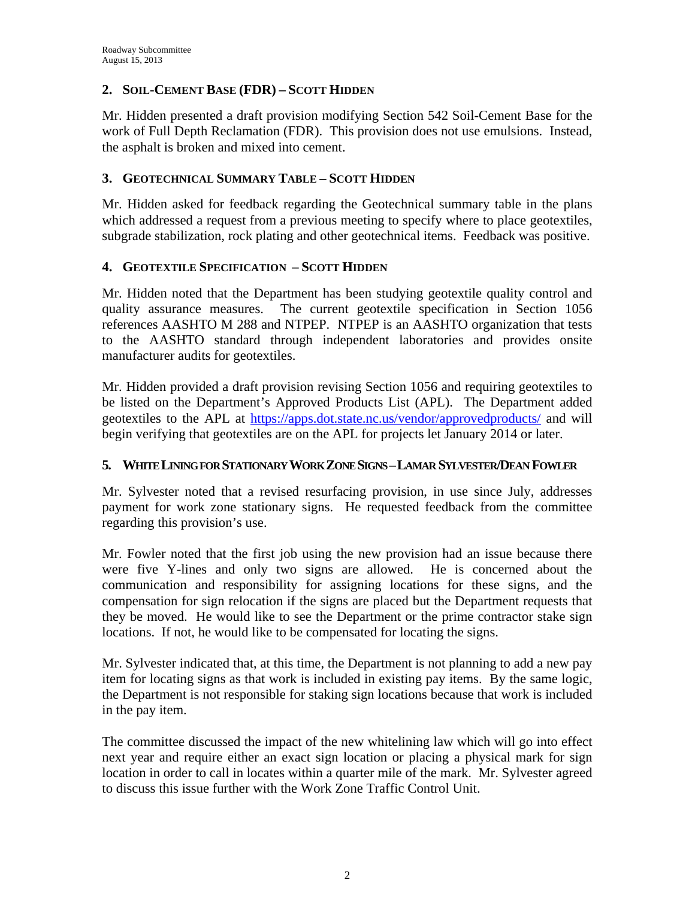## 2. Soil-Cement Base (FDR) – Scott Hidden

Mr. Hidden presented a draft provision modifying Section 542 Soil-Cement Base for the work of Full Depth Reclamation (FDR). This provision does not use emulsions. Instead, the asphalt is broken and mixed into cement.

## 3. Geotechnical Summary Table – Scott Hidden

Mr. Hidden asked for feedback regarding the Geotechnical summary table in the plans which addressed a request from a previous meeting to specify where to place geotextiles, subgrade stabilization, rock plating and other geotechnical items. Feedback was positive.

## 4. Geotextile Specification – Scott Hidden

Mr. Hidden noted that the Department has been studying geotextile quality control and quality assurance measures. The current geotextile specification in Section 1056 references AASHTO M 288 and NTPEP. NTPEP is an AASHTO organization that tests to the AASHTO standard through independent laboratories and provides onsite manufacturer audits for geotextiles.

Mr. Hidden provided a draft provision revising Section 1056 and requiring geotextiles to be listed on the Department's Approved Products List (APL). The Department added geotextiles to the APL at https://apps.dot.state.nc.us/vendor/approvedproducts/ and will begin verifying that geotextiles are on the APL for projects let January 2014 or later.

## 5. White Lining for Stationary Work Zone Signs – Lamar Sylvester/Dean Fowler

Mr. Sylvester noted that a revised resurfacing provision, in use since July, addresses payment for work zone stationary signs. He requested feedback from the committee regarding this provision's use.

Mr. Fowler noted that the first job using the new provision had an issue because there were five Y-lines and only two signs are allowed. He is concerned about the communication and responsibility for assigning locations for these signs, and the compensation for sign relocation if the signs are placed but the Department requests that they be moved. He would like to see the Department or the prime contractor stake sign locations. If not, he would like to be compensated for locating the signs.

Mr. Sylvester indicated that, at this time, the Department is not planning to add a new pay item for locating signs as that work is included in existing pay items. By the same logic, the Department is not responsible for staking sign locations because that work is included in the pay item.

The committee discussed the impact of the new whitelining law which will go into effect next year and require either an exact sign location or placing a physical mark for sign location in order to call in locates within a quarter mile of the mark. Mr. Sylvester agreed to discuss this issue further with the Work Zone Traffic Control Unit.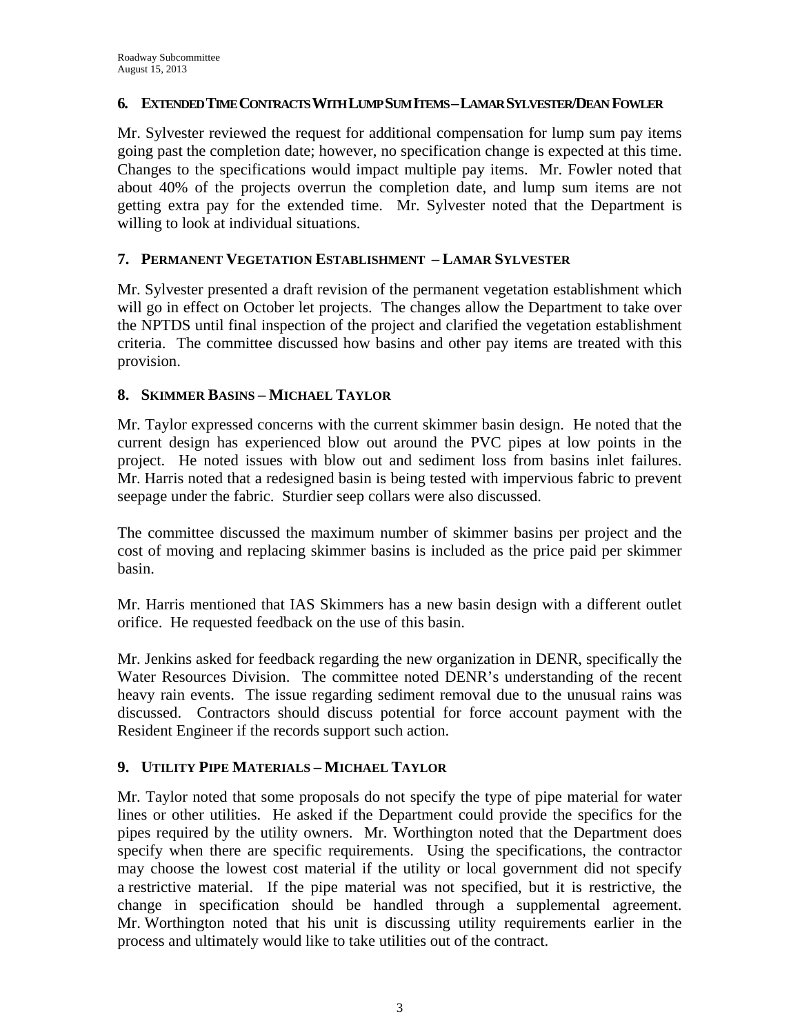### 6. Extended Time Contracts With Lump Sum Items – Lamar Sylvester/Dean Fowler

Mr. Sylvester reviewed the request for additional compensation for lump sum pay items going past the completion date; however, no specification change is expected at this time. Changes to the specifications would impact multiple pay items. Mr. Fowler noted that about 40% of the projects overrun the completion date, and lump sum items are not getting extra pay for the extended time. Mr. Sylvester noted that the Department is willing to look at individual situations.

### 7. Permanent Vegetation Establishment – Lamar Sylvester

Mr. Sylvester presented a draft revision of the permanent vegetation establishment which will go in effect on October let projects. The changes allow the Department to take over the NPTDS until final inspection of the project and clarified the vegetation establishment criteria. The committee discussed how basins and other pay items are treated with this provision.

### 8. Skimmer Basins – Michael Taylor

Mr. Taylor expressed concerns with the current skimmer basin design. He noted that the current design has experienced blow out around the PVC pipes at low points in the project. He noted issues with blow out and sediment loss from basins inlet failures. Mr. Harris noted that a redesigned basin is being tested with impervious fabric to prevent seepage under the fabric. Sturdier seep collars were also discussed.

The committee discussed the maximum number of skimmer basins per project and the cost of moving and replacing skimmer basins is included as the price paid per skimmer basin.

Mr. Harris mentioned that IAS Skimmers has a new basin design with a different outlet orifice. He requested feedback on the use of this basin.

Mr. Jenkins asked for feedback regarding the new organization in DENR, specifically the Water Resources Division. The committee noted DENR's understanding of the recent heavy rain events. The issue regarding sediment removal due to the unusual rains was discussed. Contractors should discuss potential for force account payment with the Resident Engineer if the records support such action.

### 9. Utility Pipe Materials – Michael Taylor

Mr. Taylor noted that some proposals do not specify the type of pipe material for water lines or other utilities. He asked if the Department could provide the specifics for the pipes required by the utility owners. Mr. Worthington noted that the Department does specify when there are specific requirements. Using the specifications, the contractor may choose the lowest cost material if the utility or local government did not specify a restrictive material. If the pipe material was not specified, but it is restrictive, the change in specification should be handled through a supplemental agreement. Mr. Worthington noted that his unit is discussing utility requirements earlier in the process and ultimately would like to take utilities out of the contract.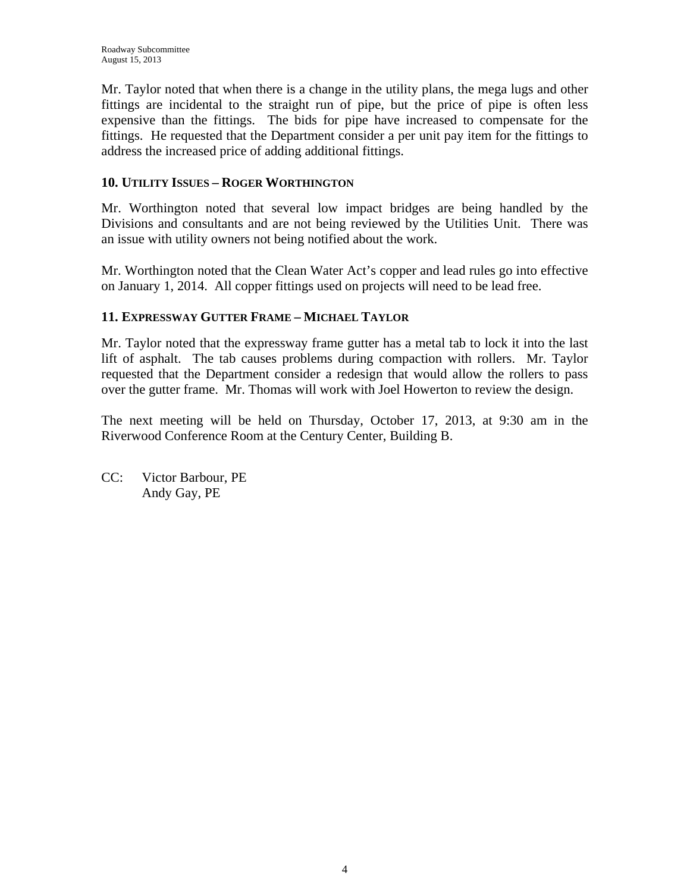Mr. Taylor noted that when there is a change in the utility plans, the mega lugs and other fittings are incidental to the straight run of pipe, but the price of pipe is often less expensive than the fittings. The bids for pipe have increased to compensate for the fittings. He requested that the Department consider a per unit pay item for the fittings to address the increased price of adding additional fittings.

### 10. UTILITY ISSUES – ROGER WORTHINGTON

Mr. Worthington noted that several low impact bridges are being handled by the Divisions and consultants and are not being reviewed by the Utilities Unit. There was an issue with utility owners not being notified about the work.

Mr. Worthington noted that the Clean Water Act's copper and lead rules go into effective on January 1, 2014. All copper fittings used on projects will need to be lead free.

### 11. EXPRESSWAY GUTTER FRAME – MICHAEL TAYLOR

Mr. Taylor noted that the expressway frame gutter has a metal tab to lock it into the last lift of asphalt. The tab causes problems during compaction with rollers. Mr. Taylor requested that the Department consider a redesign that would allow the rollers to pass over the gutter frame. Mr. Thomas will work with Joel Howerton to review the design.

The next meeting will be held on Thursday, October 17, 2013, at 9:30 am in the Riverwood Conference Room at the Century Center, Building B.

CC: Victor Barbour, PE
Andy Gay, PE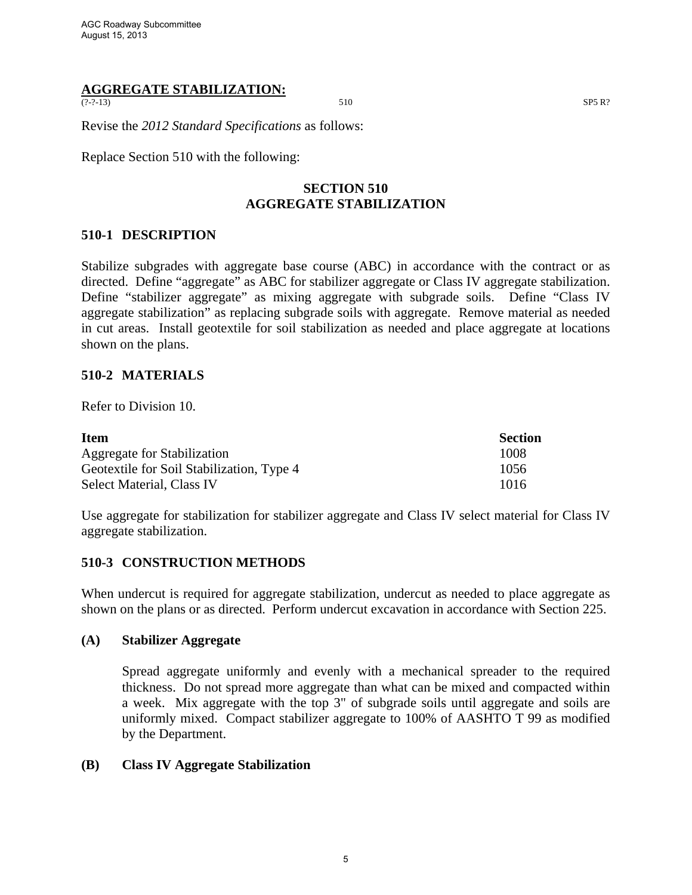## AGGREGATE STABILIZATION:

(?-?-13) 510 SP5 R?

Revise the *2012 Standard Specifications* as follows:

Replace Section 510 with the following:

**SECTION 510**
**AGGREGATE STABILIZATION**

### 510-1 DESCRIPTION

Stabilize subgrades with aggregate base course (ABC) in accordance with the contract or as directed. Define "aggregate" as ABC for stabilizer aggregate or Class IV aggregate stabilization. Define "stabilizer aggregate" as mixing aggregate with subgrade soils. Define "Class IV aggregate stabilization" as replacing subgrade soils with aggregate. Remove material as needed in cut areas. Install geotextile for soil stabilization as needed and place aggregate at locations shown on the plans.

### 510-2 MATERIALS

Refer to Division 10.

| Item | Section |
|---|---|
| Aggregate for Stabilization | 1008 |
| Geotextile for Soil Stabilization, Type 4 | 1056 |
| Select Material, Class IV | 1016 |

Use aggregate for stabilization for stabilizer aggregate and Class IV select material for Class IV aggregate stabilization.

### 510-3 CONSTRUCTION METHODS

When undercut is required for aggregate stabilization, undercut as needed to place aggregate as shown on the plans or as directed. Perform undercut excavation in accordance with Section 225.

#### (A) Stabilizer Aggregate

Spread aggregate uniformly and evenly with a mechanical spreader to the required thickness. Do not spread more aggregate than what can be mixed and compacted within a week. Mix aggregate with the top 3" of subgrade soils until aggregate and soils are uniformly mixed. Compact stabilizer aggregate to 100% of AASHTO T 99 as modified by the Department.

#### (B) Class IV Aggregate Stabilization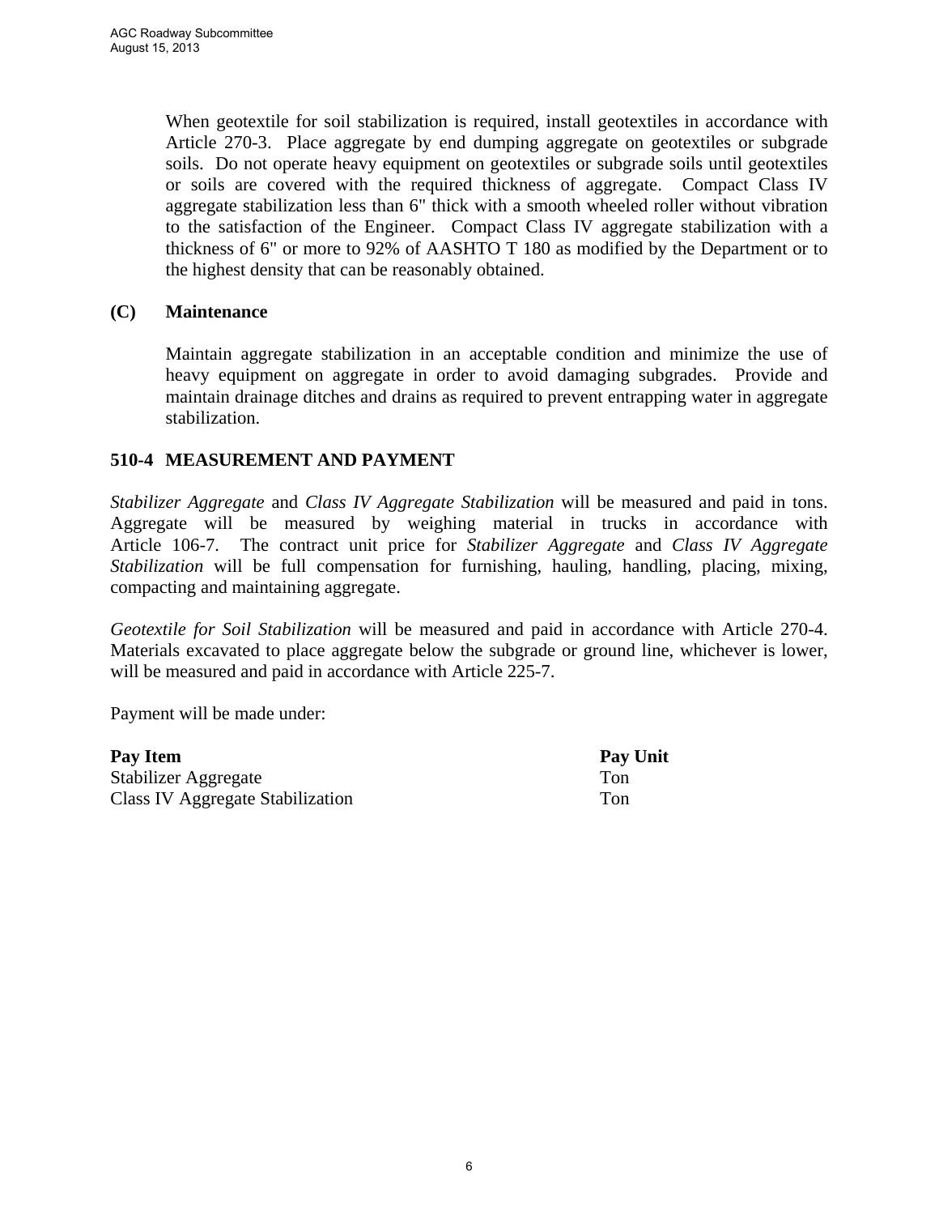When geotextile for soil stabilization is required, install geotextiles in accordance with Article 270-3. Place aggregate by end dumping aggregate on geotextiles or subgrade soils. Do not operate heavy equipment on geotextiles or subgrade soils until geotextiles or soils are covered with the required thickness of aggregate. Compact Class IV aggregate stabilization less than 6" thick with a smooth wheeled roller without vibration to the satisfaction of the Engineer. Compact Class IV aggregate stabilization with a thickness of 6" or more to 92% of AASHTO T 180 as modified by the Department or to the highest density that can be reasonably obtained.

**(C) Maintenance**

Maintain aggregate stabilization in an acceptable condition and minimize the use of heavy equipment on aggregate in order to avoid damaging subgrades. Provide and maintain drainage ditches and drains as required to prevent entrapping water in aggregate stabilization.

## 510-4 MEASUREMENT AND PAYMENT

*Stabilizer Aggregate* and *Class IV Aggregate Stabilization* will be measured and paid in tons. Aggregate will be measured by weighing material in trucks in accordance with Article 106-7. The contract unit price for *Stabilizer Aggregate* and *Class IV Aggregate Stabilization* will be full compensation for furnishing, hauling, handling, placing, mixing, compacting and maintaining aggregate.

*Geotextile for Soil Stabilization* will be measured and paid in accordance with Article 270-4. Materials excavated to place aggregate below the subgrade or ground line, whichever is lower, will be measured and paid in accordance with Article 225-7.

Payment will be made under:

| Pay Item | Pay Unit |
|---|---|
| Stabilizer Aggregate | Ton |
| Class IV Aggregate Stabilization | Ton |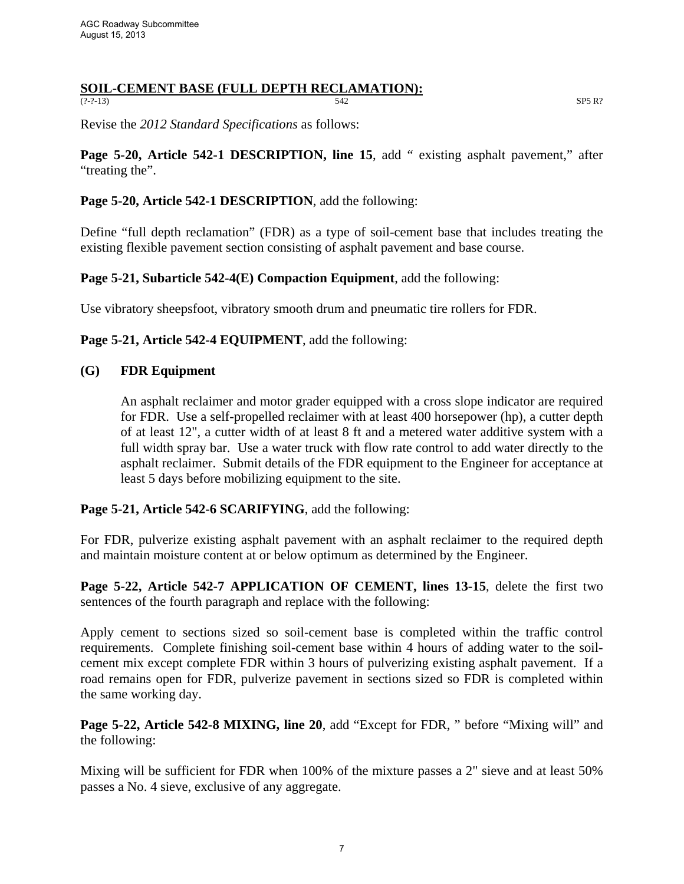## SOIL-CEMENT BASE (FULL DEPTH RECLAMATION):

(?-?-13) 542 SP5 R?

Revise the *2012 Standard Specifications* as follows:

**Page 5-20, Article 542-1 DESCRIPTION, line 15**, add " existing asphalt pavement," after "treating the".

**Page 5-20, Article 542-1 DESCRIPTION**, add the following:

Define "full depth reclamation" (FDR) as a type of soil-cement base that includes treating the existing flexible pavement section consisting of asphalt pavement and base course.

**Page 5-21, Subarticle 542-4(E) Compaction Equipment**, add the following:

Use vibratory sheepsfoot, vibratory smooth drum and pneumatic tire rollers for FDR.

**Page 5-21, Article 542-4 EQUIPMENT**, add the following:

**(G) FDR Equipment**

An asphalt reclaimer and motor grader equipped with a cross slope indicator are required for FDR. Use a self-propelled reclaimer with at least 400 horsepower (hp), a cutter depth of at least 12", a cutter width of at least 8 ft and a metered water additive system with a full width spray bar. Use a water truck with flow rate control to add water directly to the asphalt reclaimer. Submit details of the FDR equipment to the Engineer for acceptance at least 5 days before mobilizing equipment to the site.

**Page 5-21, Article 542-6 SCARIFYING**, add the following:

For FDR, pulverize existing asphalt pavement with an asphalt reclaimer to the required depth and maintain moisture content at or below optimum as determined by the Engineer.

**Page 5-22, Article 542-7 APPLICATION OF CEMENT, lines 13-15**, delete the first two sentences of the fourth paragraph and replace with the following:

Apply cement to sections sized so soil-cement base is completed within the traffic control requirements. Complete finishing soil-cement base within 4 hours of adding water to the soil-cement mix except complete FDR within 3 hours of pulverizing existing asphalt pavement. If a road remains open for FDR, pulverize pavement in sections sized so FDR is completed within the same working day.

**Page 5-22, Article 542-8 MIXING, line 20**, add "Except for FDR, " before "Mixing will" and the following:

Mixing will be sufficient for FDR when 100% of the mixture passes a 2" sieve and at least 50% passes a No. 4 sieve, exclusive of any aggregate.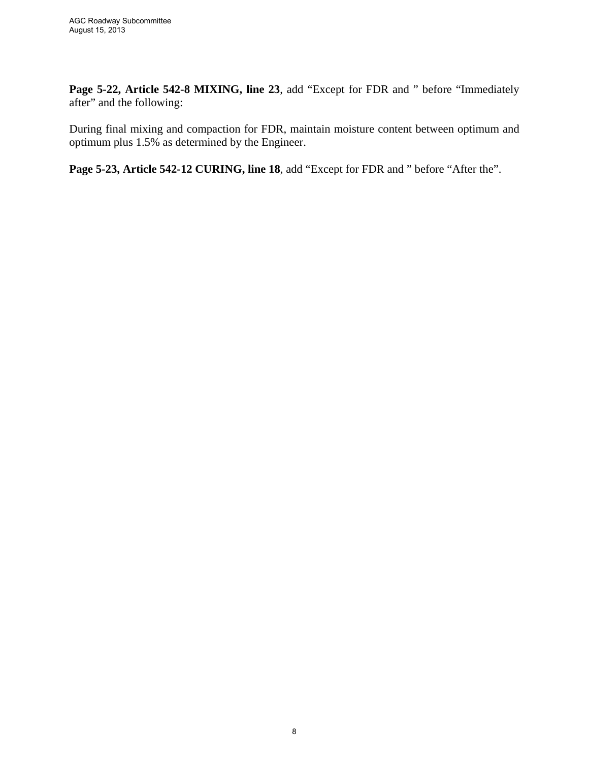**Page 5-22, Article 542-8 MIXING, line 23**, add “Except for FDR and ” before “Immediately after” and the following:

During final mixing and compaction for FDR, maintain moisture content between optimum and optimum plus 1.5% as determined by the Engineer.

**Page 5-23, Article 542-12 CURING, line 18**, add “Except for FDR and ” before “After the”.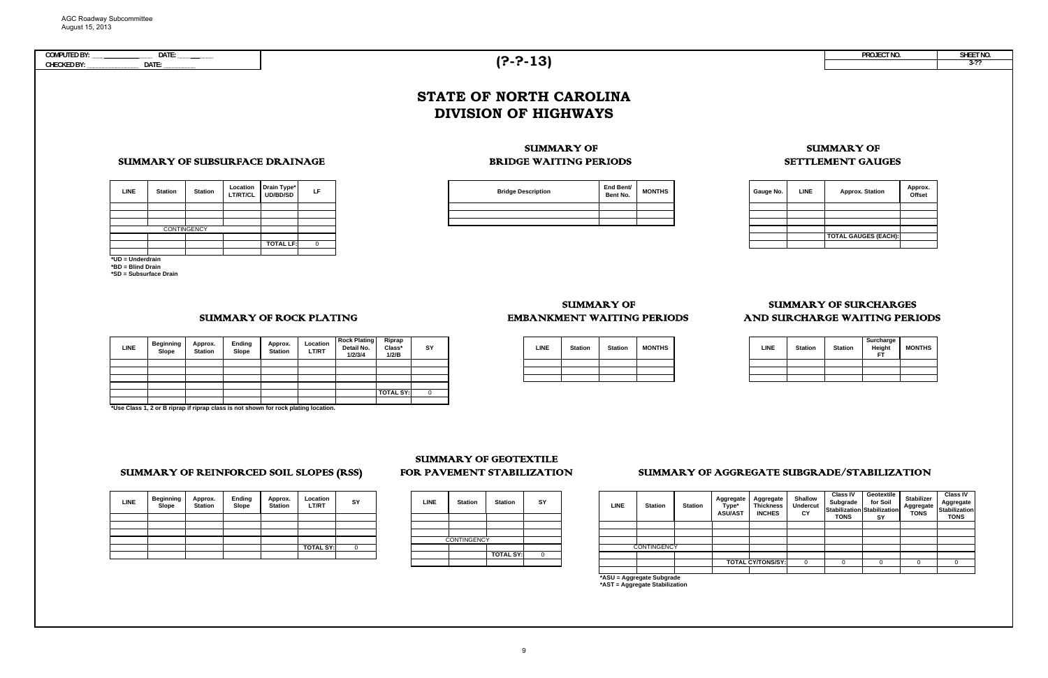AGC Roadway Subcommittee
August 15, 2013

| COMPUTED BY: | DATE: |
|---|---|
| CHECKED BY: | DATE: |

# (?-?-13)

| PROJECT NO. | SHEET NO. |
|---|---|
| | 3-?? |

# STATE OF NORTH CAROLINA
# DIVISION OF HIGHWAYS

## SUMMARY OF SUBSURFACE DRAINAGE

| LINE | Station | Station | Location LT/RT/CL | Drain Type* UD/BD/SD | LF |
|---|---|---|---|---|---|
| | | | | | |
| | | | | | |
| | | | | | |
| | CONTINGENCY | | | | |
| | | | | | |
| | | | | TOTAL LF: | 0 |
| | | | | | |

*UD = Underdrain
*BD = Blind Drain
*SD = Subsurface Drain

## SUMMARY OF BRIDGE WAITING PERIODS

| Bridge Description | End Bent/ Bent No. | MONTHS |
|---|---|---|
| | | |
| | | |
| | | |

## SUMMARY OF SETTLEMENT GAUGES

| Gauge No. | LINE | Approx. Station | Approx. Offset |
|---|---|---|---|
| | | | |
| | | | |
| | | | |
| | | | |
| | | TOTAL GAUGES (EACH): | |
| | | | |

## SUMMARY OF ROCK PLATING

| LINE | Beginning Slope | Approx. Station | Ending Slope | Approx. Station | Location LT/RT | Rock Plating Detail No. 1/2/3/4 | Riprap Class* 1/2/B | SY |
|---|---|---|---|---|---|---|---|---|
| | | | | | | | | |
| | | | | | | | | |
| | | | | | | | | |
| | | | | | | | | |
| | | | | | | | TOTAL SY: | 0 |
| | | | | | | | | |

*Use Class 1, 2 or B riprap if riprap class is not shown for rock plating location.

## SUMMARY OF EMBANKMENT WAITING PERIODS

| LINE | Station | Station | MONTHS |
|---|---|---|---|
| | | | |
| | | | |
| | | | |

## SUMMARY OF SURCHARGES AND SURCHARGE WAITING PERIODS

| LINE | Station | Station | Surcharge Height FT | MONTHS |
|---|---|---|---|---|
| | | | | |
| | | | | |
| | | | | |

## SUMMARY OF REINFORCED SOIL SLOPES (RSS)

| LINE | Beginning Slope | Approx. Station | Ending Slope | Approx. Station | Location LT/RT | SY |
|---|---|---|---|---|---|---|
| | | | | | | |
| | | | | | | |
| | | | | | | |
| | | | | | | |
| | | | | | TOTAL SY: | 0 |
| | | | | | | |

## SUMMARY OF GEOTEXTILE FOR PAVEMENT STABILIZATION

| LINE | Station | Station | SY |
|---|---|---|---|
| | | | |
| | | | |
| | | | |
| | CONTINGENCY | | |
| | | | |
| | | TOTAL SY: | 0 |
| | | | |

## SUMMARY OF AGGREGATE SUBGRADE/STABILIZATION

| LINE | Station | Station | Aggregate Type* ASU/AST | Aggregate Thickness INCHES | Shallow Undercut CY | Class IV Subgrade Stabilization TONS | Geotextile for Soil Stabilization SY | Stabilizer Aggregate TONS | Class IV Aggregate Stabilization TONS |
|---|---|---|---|---|---|---|---|---|---|
| | | | | | | | | | |
| | | | | | | | | | |
| | | | | | | | | | |
| | CONTINGENCY | | | | | | | | |
| | | | | | | | | | |
| | | | TOTAL CY/TONS/SY: | | 0 | 0 | 0 | 0 | 0 |
| | | | | | | | | | |

*ASU = Aggregate Subgrade
*AST = Aggregate Stabilization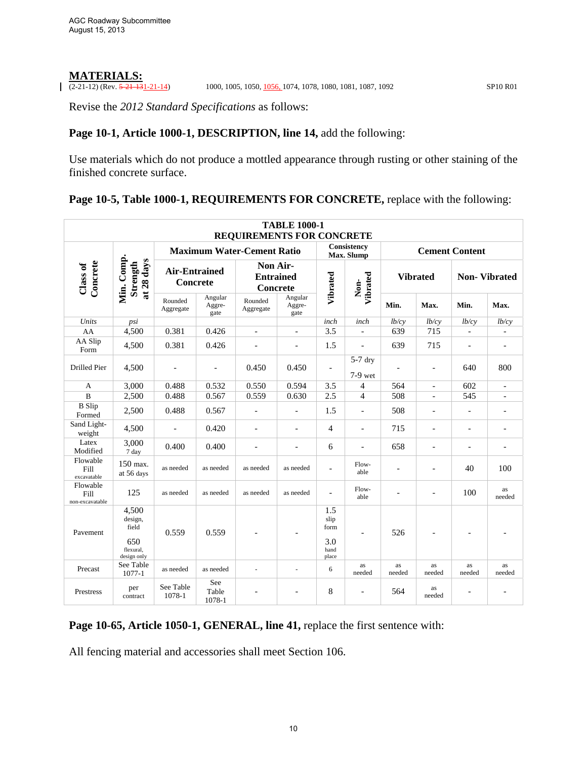AGC Roadway Subcommittee
August 15, 2013

## MATERIALS:

(2-21-12) (Rev. ~~5-21-13~~1-21-14) 1000, 1005, 1050, 1056, 1074, 1078, 1080, 1081, 1087, 1092 SP10 R01

Revise the *2012 Standard Specifications* as follows:

**Page 10-1, Article 1000-1, DESCRIPTION, line 14,** add the following:

Use materials which do not produce a mottled appearance through rusting or other staining of the finished concrete surface.

**Page 10-5, Table 1000-1, REQUIREMENTS FOR CONCRETE,** replace with the following:

| TABLE 1000-1 REQUIREMENTS FOR CONCRETE | | | | | | | | | | | |
|---|---|---|---|---|---|---|---|---|---|---|---|
| Class of Concrete | Min. Comp. Strength at 28 days | Maximum Water-Cement Ratio | | | | Consistency Max. Slump | | Cement Content | | | |
| | | Air-Entrained Concrete | | Non Air-Entrained Concrete | | Vibrated | Non-Vibrated | Vibrated | | Non- Vibrated | |
| | | Rounded Aggregate | Angular Aggregate | Rounded Aggregate | Angular Aggregate | | | Min. | Max. | Min. | Max. |
| *Units* | *psi* | | | | | *inch* | *inch* | *lb/cy* | *lb/cy* | *lb/cy* | *lb/cy* |
| AA | 4,500 | 0.381 | 0.426 | - | - | 3.5 | - | 639 | 715 | - | - |
| AA Slip Form | 4,500 | 0.381 | 0.426 | - | - | 1.5 | - | 639 | 715 | - | - |
| Drilled Pier | 4,500 | - | - | 0.450 | 0.450 | - | 5-7 dry 7-9 wet | - | - | 640 | 800 |
| A | 3,000 | 0.488 | 0.532 | 0.550 | 0.594 | 3.5 | 4 | 564 | - | 602 | - |
| B | 2,500 | 0.488 | 0.567 | 0.559 | 0.630 | 2.5 | 4 | 508 | - | 545 | - |
| B Slip Formed | 2,500 | 0.488 | 0.567 | - | - | 1.5 | - | 508 | - | - | - |
| Sand Light-weight | 4,500 | - | 0.420 | - | - | 4 | - | 715 | - | - | - |
| Latex Modified | 3,000 7 day | 0.400 | 0.400 | - | - | 6 | - | 658 | - | - | - |
| Flowable Fill excavatable | 150 max. at 56 days | as needed | as needed | as needed | as needed | - | Flow-able | - | - | 40 | 100 |
| Flowable Fill non-excavatable | 125 | as needed | as needed | as needed | as needed | - | Flow-able | - | - | 100 | as needed |
| Pavement | 4,500 design, field 650 flexural, design only | 0.559 | 0.559 | - | - | 1.5 slip form 3.0 hand place | - | 526 | - | - | - |
| Precast | See Table 1077-1 | as needed | as needed | - | - | 6 | as needed | as needed | as needed | as needed | as needed |
| Prestress | per contract | See Table 1078-1 | See Table 1078-1 | - | - | 8 | - | 564 | as needed | - | - |

**Page 10-65, Article 1050-1, GENERAL, line 41,** replace the first sentence with:

All fencing material and accessories shall meet Section 106.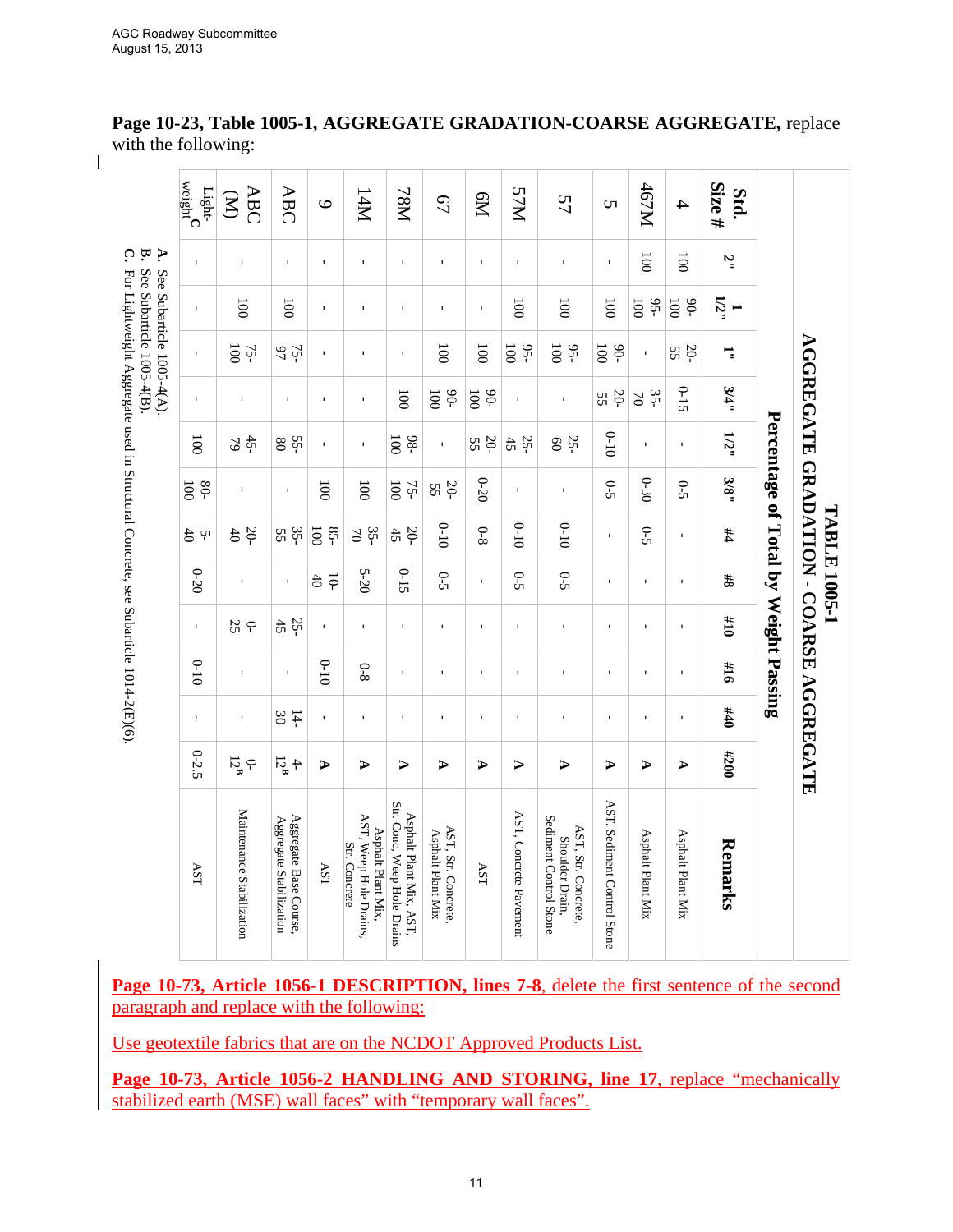**Page 10-23, Table 1005-1, AGGREGATE GRADATION-COARSE AGGREGATE,** replace with the following:

**TABLE 1005-1**
**AGGREGATE GRADATION - COARSE AGGREGATE**

| | Percentage of Total by Weight Passing | | | | | | | | | | | | |
|---|---|---|---|---|---|---|---|---|---|---|---|---|---|
| **Std. Size #** | **2"** | **1 1/2"** | **1"** | **3/4"** | **1/2"** | **3/8"** | **#4** | **#8** | **#10** | **#16** | **#40** | **#200** | **Remarks** |
| 4 | 100 | 90-100 | 20-55 | 0-15 | - | 0-5 | - | - | - | - | - | A | Asphalt Plant Mix |
| 467M | 100 | 95-100 | - | 35-70 | - | 0-30 | 0-5 | - | - | - | - | A | Asphalt Plant Mix |
| 5 | - | 100 | 90-100 | 20-55 | 0-10 | 0-5 | - | - | - | - | - | A | AST, Sediment Control Stone |
| 57 | - | 100 | 95-100 | - | 25-60 | - | 0-10 | 0-5 | - | - | - | A | AST, Str. Concrete, Shoulder Drain, Sediment Control Stone |
| 57M | - | 100 | 95-100 | - | 25-45 | - | 0-10 | 0-5 | - | - | - | A | AST, Concrete Pavement |
| 6M | - | - | 100 | 90-100 | 20-55 | 0-20 | 0-8 | - | - | - | - | A | AST |
| 67 | - | - | 100 | 90-100 | - | 20-55 | 0-10 | 0-5 | - | - | - | A | AST, Str. Concrete, Asphalt Plant Mix |
| 78M | - | - | - | 100 | 98-100 | 75-100 | 20-45 | 0-15 | - | - | - | A | Asphalt Plant Mix, AST, Str. Conc, Weep Hole Drains |
| 14M | - | - | - | - | - | 100 | 35-70 | 5-20 | - | 0-8 | - | A | Asphalt Plant Mix, AST, Weep Hole Drains, Str. Concrete |
| 9 | - | - | - | - | - | 100 | 85-100 | 10-40 | - | 0-10 | - | A | AST |
| ABC | - | 100 | 75-97 | - | 55-80 | - | 35-55 | - | 25-45 | - | 14-30 | 4-12[B] | Aggregate Base Course, Aggregate Stabilization |
| ABC (M) | - | 100 | 75-100 | - | 45-79 | - | 20-40 | - | 0-25 | - | - | 0-12[B] | Maintenance Stabilization |
| Light-weight[C] | - | - | - | - | 100 | 80-100 | 5-40 | 0-20 | - | 0-10 | - | 0-2.5 | AST |

**A.** See Subarticle 1005-4(A).
**B.** See Subarticle 1005-4(B).
**C.** For Lightweight Aggregate used in Structural Concrete, see Subarticle 1014-2(E)(6).

**Page 10-73, Article 1056-1 DESCRIPTION, lines 7-8**, delete the first sentence of the second paragraph and replace with the following:

Use geotextile fabrics that are on the NCDOT Approved Products List.

**Page 10-73, Article 1056-2 HANDLING AND STORING, line 17**, replace "mechanically stabilized earth (MSE) wall faces" with "temporary wall faces".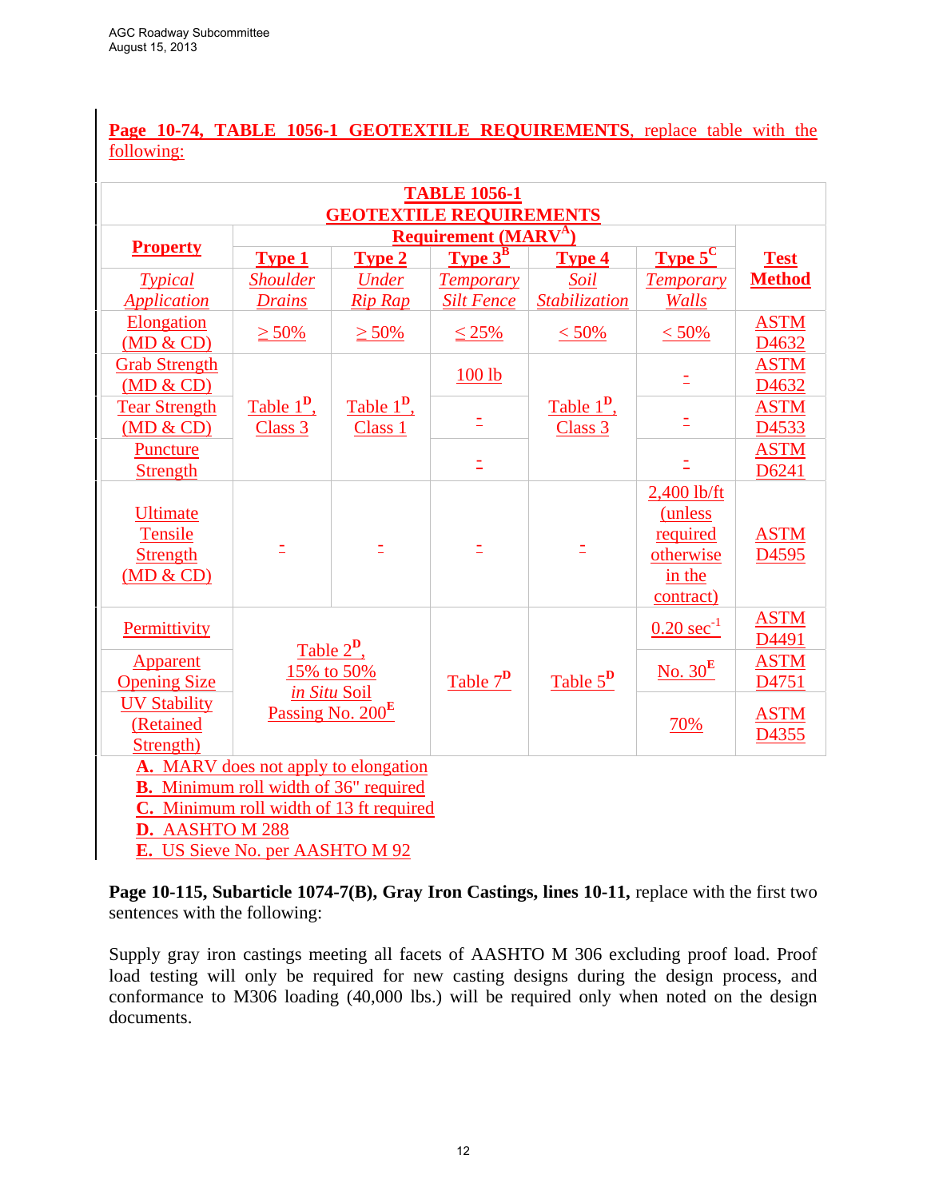**Page 10-74, TABLE 1056-1 GEOTEXTILE REQUIREMENTS**, replace table with the following:

| TABLE 1056-1 GEOTEXTILE REQUIREMENTS | | | | | | |
|---|---|---|---|---|---|---|
| **Property** | **Requirement (MARV[A])** | | | | | **Test Method** |
| | **Type 1** | **Type 2** | **Type 3[B]** | **Type 4** | **Type 5[C]** | |
| *Typical Application* | *Shoulder Drains* | *Under Rip Rap* | *Temporary Silt Fence* | *Soil Stabilization* | *Temporary Walls* | |
| Elongation (MD & CD) | ≥ 50% | ≥ 50% | ≤ 25% | < 50% | < 50% | ASTM D4632 |
| Grab Strength (MD & CD) | Table 1[D], Class 3 | Table 1[D], Class 1 | 100 lb | Table 1[D], Class 3 | - | ASTM D4632 |
| Tear Strength (MD & CD) | | | - | | - | ASTM D4533 |
| Puncture Strength | | | - | | - | ASTM D6241 |
| Ultimate Tensile Strength (MD & CD) | - | - | - | - | 2,400 lb/ft (unless required otherwise in the contract) | ASTM D4595 |
| Permittivity | Table 2[D], 15% to 50% *in Situ* Soil Passing No. 200[E] | | Table 7[D] | Table 5[D] | 0.20 $sec^{-1}$ | ASTM D4491 |
| Apparent Opening Size | | | | | No. 30[E] | ASTM D4751 |
| UV Stability (Retained Strength) | | | | | 70% | ASTM D4355 |

**A.** MARV does not apply to elongation
**B.** Minimum roll width of 36" required
**C.** Minimum roll width of 13 ft required
**D.** AASHTO M 288
**E.** US Sieve No. per AASHTO M 92

**Page 10-115, Subarticle 1074-7(B), Gray Iron Castings, lines 10-11,** replace with the first two sentences with the following:

Supply gray iron castings meeting all facets of AASHTO M 306 excluding proof load. Proof load testing will only be required for new casting designs during the design process, and conformance to M306 loading (40,000 lbs.) will be required only when noted on the design documents.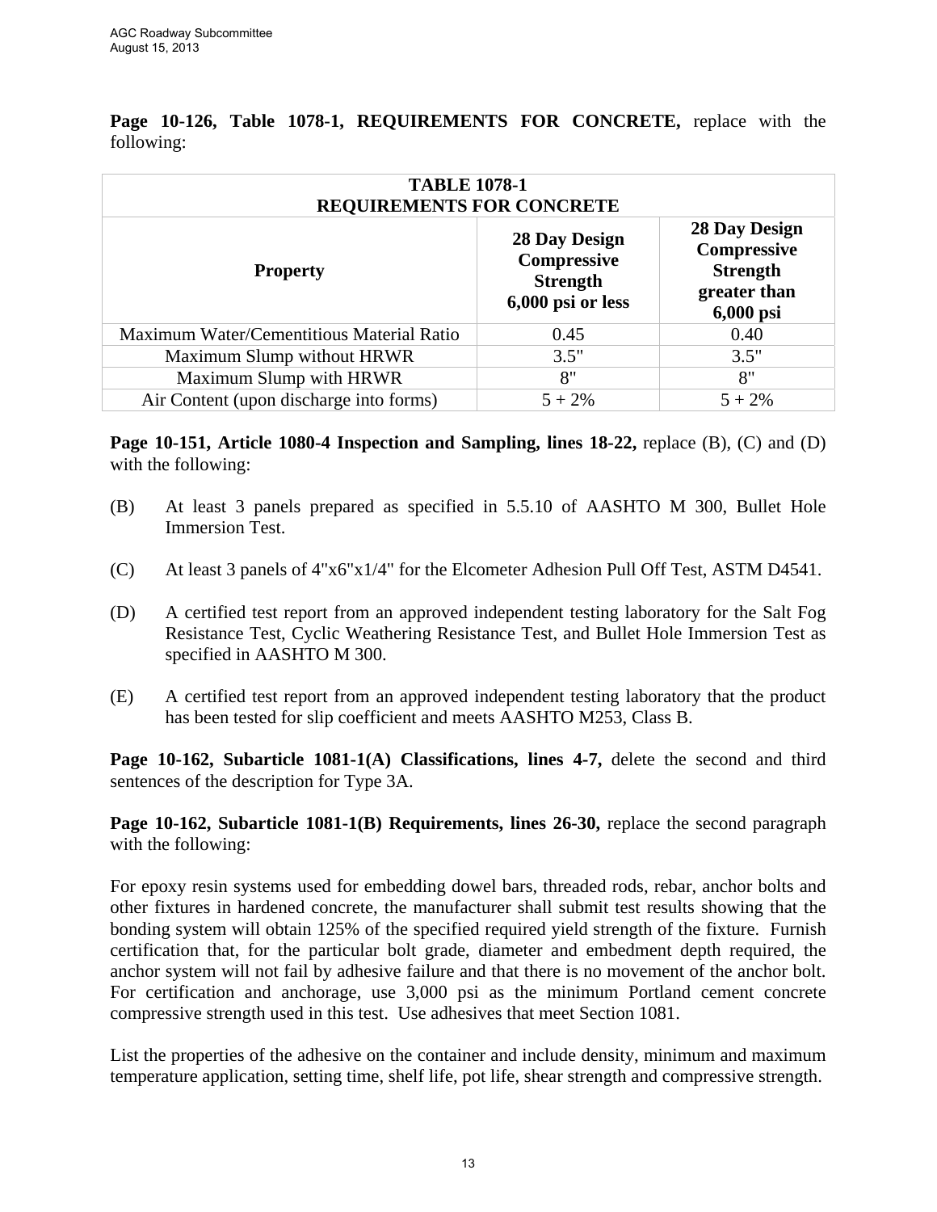**Page 10-126, Table 1078-1, REQUIREMENTS FOR CONCRETE,** replace with the following:

| TABLE 1078-1<br>REQUIREMENTS FOR CONCRETE | | |
|---|---|---|
| **Property** | **28 Day Design Compressive Strength 6,000 psi or less** | **28 Day Design Compressive Strength greater than 6,000 psi** |
| Maximum Water/Cementitious Material Ratio | 0.45 | 0.40 |
| Maximum Slump without HRWR | 3.5" | 3.5" |
| Maximum Slump with HRWR | 8" | 8" |
| Air Content (upon discharge into forms) | 5 + 2% | 5 + 2% |

**Page 10-151, Article 1080-4 Inspection and Sampling, lines 18-22,** replace (B), (C) and (D) with the following:

(B) At least 3 panels prepared as specified in 5.5.10 of AASHTO M 300, Bullet Hole Immersion Test.

(C) At least 3 panels of 4"x6"x1/4" for the Elcometer Adhesion Pull Off Test, ASTM D4541.

(D) A certified test report from an approved independent testing laboratory for the Salt Fog Resistance Test, Cyclic Weathering Resistance Test, and Bullet Hole Immersion Test as specified in AASHTO M 300.

(E) A certified test report from an approved independent testing laboratory that the product has been tested for slip coefficient and meets AASHTO M253, Class B.

**Page 10-162, Subarticle 1081-1(A) Classifications, lines 4-7,** delete the second and third sentences of the description for Type 3A.

**Page 10-162, Subarticle 1081-1(B) Requirements, lines 26-30,** replace the second paragraph with the following:

For epoxy resin systems used for embedding dowel bars, threaded rods, rebar, anchor bolts and other fixtures in hardened concrete, the manufacturer shall submit test results showing that the bonding system will obtain 125% of the specified required yield strength of the fixture. Furnish certification that, for the particular bolt grade, diameter and embedment depth required, the anchor system will not fail by adhesive failure and that there is no movement of the anchor bolt. For certification and anchorage, use 3,000 psi as the minimum Portland cement concrete compressive strength used in this test. Use adhesives that meet Section 1081.

List the properties of the adhesive on the container and include density, minimum and maximum temperature application, setting time, shelf life, pot life, shear strength and compressive strength.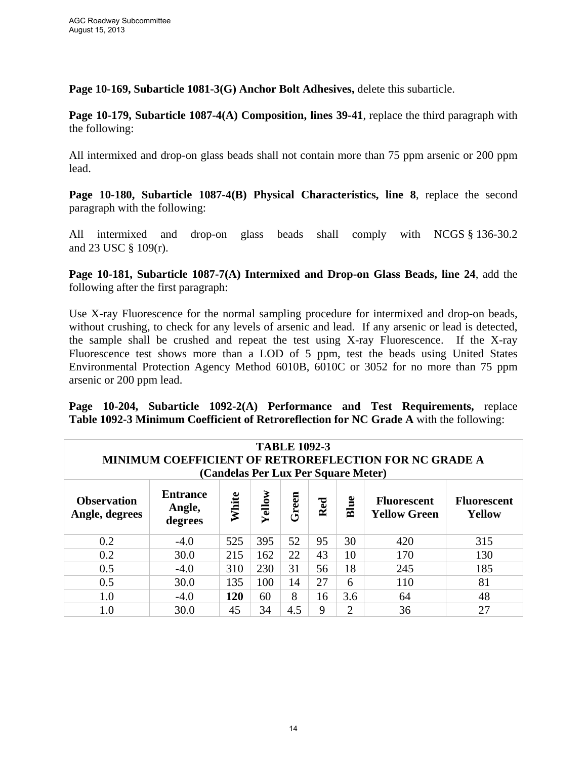**Page 10-169, Subarticle 1081-3(G) Anchor Bolt Adhesives,** delete this subarticle.

**Page 10-179, Subarticle 1087-4(A) Composition, lines 39-41**, replace the third paragraph with the following:

All intermixed and drop-on glass beads shall not contain more than 75 ppm arsenic or 200 ppm lead.

**Page 10-180, Subarticle 1087-4(B) Physical Characteristics, line 8**, replace the second paragraph with the following:

All intermixed and drop-on glass beads shall comply with NCGS § 136-30.2 and 23 USC § 109(r).

**Page 10-181, Subarticle 1087-7(A) Intermixed and Drop-on Glass Beads, line 24**, add the following after the first paragraph:

Use X-ray Fluorescence for the normal sampling procedure for intermixed and drop-on beads, without crushing, to check for any levels of arsenic and lead. If any arsenic or lead is detected, the sample shall be crushed and repeat the test using X-ray Fluorescence. If the X-ray Fluorescence test shows more than a LOD of 5 ppm, test the beads using United States Environmental Protection Agency Method 6010B, 6010C or 3052 for no more than 75 ppm arsenic or 200 ppm lead.

**Page 10-204, Subarticle 1092-2(A) Performance and Test Requirements,** replace **Table 1092-3 Minimum Coefficient of Retroreflection for NC Grade A** with the following:

**TABLE 1092-3**
**MINIMUM COEFFICIENT OF RETROREFLECTION FOR NC GRADE A**
**(Candelas Per Lux Per Square Meter)**

| Observation Angle, degrees | Entrance Angle, degrees | White | Yellow | Green | Red | Blue | Fluorescent Yellow Green | Fluorescent Yellow |
|---|---|---|---|---|---|---|---|---|
| 0.2 | -4.0 | 525 | 395 | 52 | 95 | 30 | 420 | 315 |
| 0.2 | 30.0 | 215 | 162 | 22 | 43 | 10 | 170 | 130 |
| 0.5 | -4.0 | 310 | 230 | 31 | 56 | 18 | 245 | 185 |
| 0.5 | 30.0 | 135 | 100 | 14 | 27 | 6 | 110 | 81 |
| 1.0 | -4.0 | **120** | 60 | 8 | 16 | 3.6 | 64 | 48 |
| 1.0 | 30.0 | 45 | 34 | 4.5 | 9 | 2 | 36 | 27 |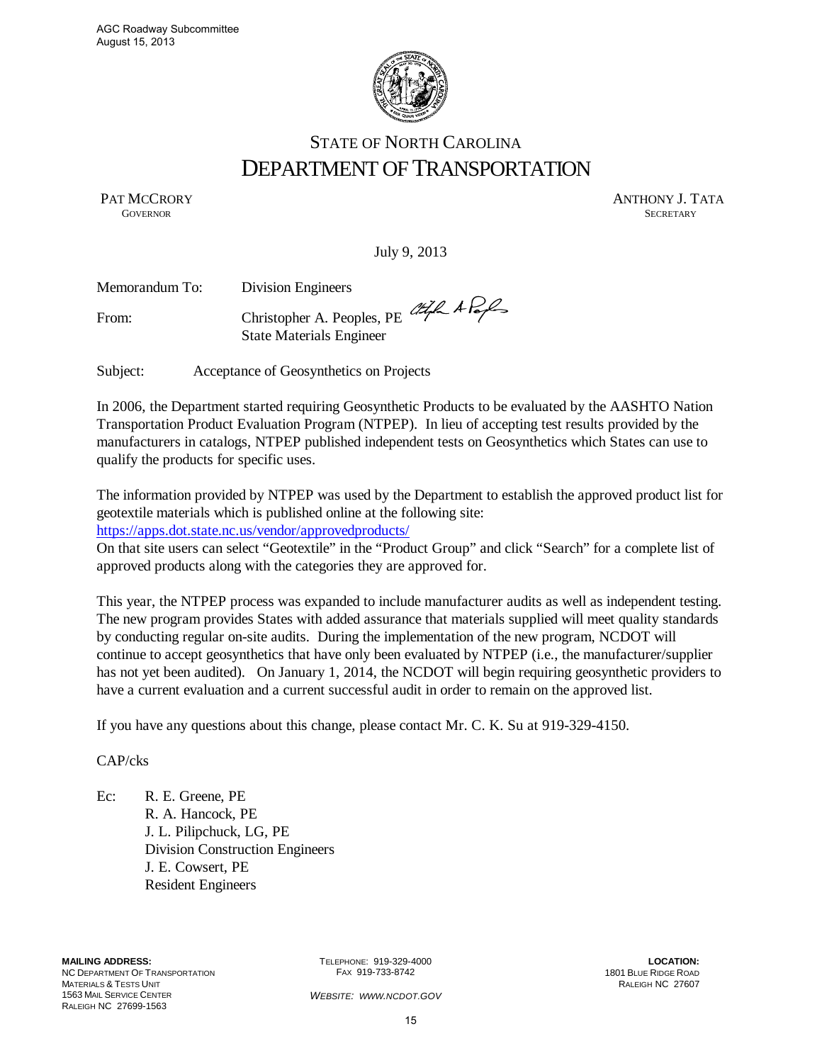STATE OF NORTH CAROLINA

# DEPARTMENT OF TRANSPORTATION

PAT MCCRORY
GOVERNOR

ANTHONY J. TATA
SECRETARY

July 9, 2013

Memorandum To: Division Engineers

From: Christopher A. Peoples, PE
State Materials Engineer

Subject: Acceptance of Geosynthetics on Projects

In 2006, the Department started requiring Geosynthetic Products to be evaluated by the AASHTO Nation Transportation Product Evaluation Program (NTPEP). In lieu of accepting test results provided by the manufacturers in catalogs, NTPEP published independent tests on Geosynthetics which States can use to qualify the products for specific uses.

The information provided by NTPEP was used by the Department to establish the approved product list for geotextile materials which is published online at the following site:
https://apps.dot.state.nc.us/vendor/approvedproducts/
On that site users can select "Geotextile" in the "Product Group" and click "Search" for a complete list of approved products along with the categories they are approved for.

This year, the NTPEP process was expanded to include manufacturer audits as well as independent testing. The new program provides States with added assurance that materials supplied will meet quality standards by conducting regular on-site audits. During the implementation of the new program, NCDOT will continue to accept geosynthetics that have only been evaluated by NTPEP (i.e., the manufacturer/supplier has not yet been audited). On January 1, 2014, the NCDOT will begin requiring geosynthetic providers to have a current evaluation and a current successful audit in order to remain on the approved list.

If you have any questions about this change, please contact Mr. C. K. Su at 919-329-4150.

CAP/cks

Ec: R. E. Greene, PE
R. A. Hancock, PE
J. L. Pilipchuck, LG, PE
Division Construction Engineers
J. E. Cowsert, PE
Resident Engineers

**MAILING ADDRESS:**
NC DEPARTMENT OF TRANSPORTATION
MATERIALS & TESTS UNIT
1563 MAIL SERVICE CENTER
RALEIGH NC 27699-1563

TELEPHONE: 919-329-4000
FAX 919-733-8742

*WEBSITE: WWW.NCDOT.GOV*

**LOCATION:**
1801 BLUE RIDGE ROAD
RALEIGH NC 27607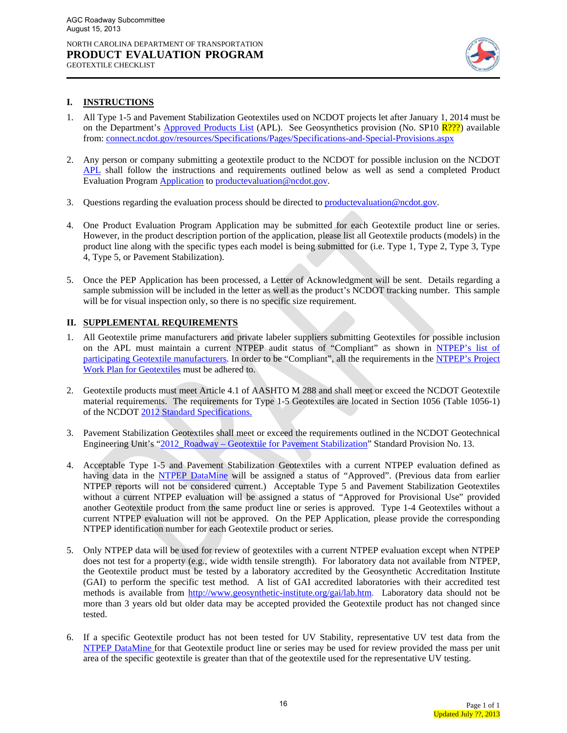AGC Roadway Subcommittee
August 15, 2013

NORTH CAROLINA DEPARTMENT OF TRANSPORTATION
**PRODUCT EVALUATION PROGRAM**
GEOTEXTILE CHECKLIST

## I. INSTRUCTIONS

1. All Type 1-5 and Pavement Stabilization Geotextiles used on NCDOT projects let after January 1, 2014 must be on the Department's Approved Products List (APL). See Geosynthetics provision (No. SP10 R???) available from: connect.ncdot.gov/resources/Specifications/Pages/Specifications-and-Special-Provisions.aspx

2. Any person or company submitting a geotextile product to the NCDOT for possible inclusion on the NCDOT APL shall follow the instructions and requirements outlined below as well as send a completed Product Evaluation Program Application to productevaluation@ncdot.gov.

3. Questions regarding the evaluation process should be directed to productevaluation@ncdot.gov.

4. One Product Evaluation Program Application may be submitted for each Geotextile product line or series. However, in the product description portion of the application, please list all Geotextile products (models) in the product line along with the specific types each model is being submitted for (i.e. Type 1, Type 2, Type 3, Type 4, Type 5, or Pavement Stabilization).

5. Once the PEP Application has been processed, a Letter of Acknowledgment will be sent. Details regarding a sample submission will be included in the letter as well as the product's NCDOT tracking number. This sample will be for visual inspection only, so there is no specific size requirement.

## II. SUPPLEMENTAL REQUIREMENTS

1. All Geotextile prime manufacturers and private labeler suppliers submitting Geotextiles for possible inclusion on the APL must maintain a current NTPEP audit status of "Compliant" as shown in NTPEP's list of participating Geotextile manufacturers. In order to be "Compliant", all the requirements in the NTPEP's Project Work Plan for Geotextiles must be adhered to.

2. Geotextile products must meet Article 4.1 of AASHTO M 288 and shall meet or exceed the NCDOT Geotextile material requirements. The requirements for Type 1-5 Geotextiles are located in Section 1056 (Table 1056-1) of the NCDOT 2012 Standard Specifications.

3. Pavement Stabilization Geotextiles shall meet or exceed the requirements outlined in the NCDOT Geotechnical Engineering Unit's "2012_Roadway – Geotextile for Pavement Stabilization" Standard Provision No. 13.

4. Acceptable Type 1-5 and Pavement Stabilization Geotextiles with a current NTPEP evaluation defined as having data in the NTPEP DataMine will be assigned a status of "Approved". (Previous data from earlier NTPEP reports will not be considered current.) Acceptable Type 5 and Pavement Stabilization Geotextiles without a current NTPEP evaluation will be assigned a status of "Approved for Provisional Use" provided another Geotextile product from the same product line or series is approved. Type 1-4 Geotextiles without a current NTPEP evaluation will not be approved. On the PEP Application, please provide the corresponding NTPEP identification number for each Geotextile product or series.

5. Only NTPEP data will be used for review of geotextiles with a current NTPEP evaluation except when NTPEP does not test for a property (e.g., wide width tensile strength). For laboratory data not available from NTPEP, the Geotextile product must be tested by a laboratory accredited by the Geosynthetic Accreditation Institute (GAI) to perform the specific test method. A list of GAI accredited laboratories with their accredited test methods is available from http://www.geosynthetic-institute.org/gai/lab.htm. Laboratory data should not be more than 3 years old but older data may be accepted provided the Geotextile product has not changed since tested.

6. If a specific Geotextile product has not been tested for UV Stability, representative UV test data from the NTPEP DataMine for that Geotextile product line or series may be used for review provided the mass per unit area of the specific geotextile is greater than that of the geotextile used for the representative UV testing.

Updated July ??, 2013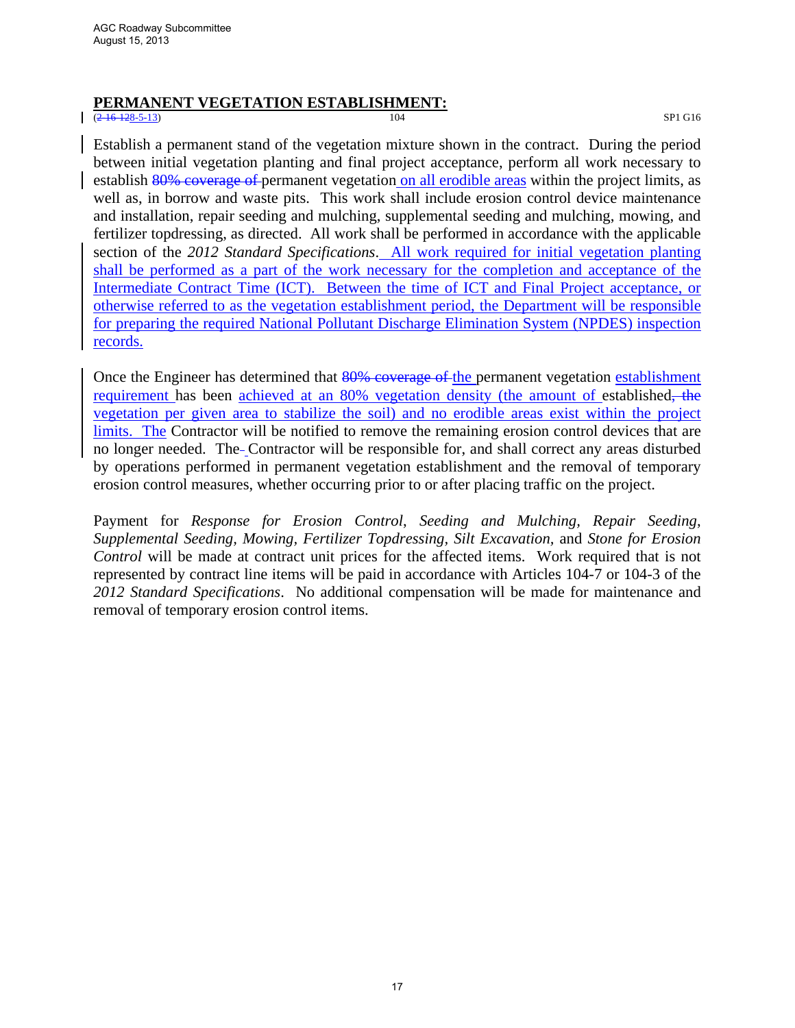## PERMANENT VEGETATION ESTABLISHMENT:

(~~2-16-12~~8-5-13) 104 SP1 G16

Establish a permanent stand of the vegetation mixture shown in the contract. During the period between initial vegetation planting and final project acceptance, perform all work necessary to establish ~~80% coverage of~~ permanent vegetation on all erodible areas within the project limits, as well as, in borrow and waste pits. This work shall include erosion control device maintenance and installation, repair seeding and mulching, supplemental seeding and mulching, mowing, and fertilizer topdressing, as directed. All work shall be performed in accordance with the applicable section of the *2012 Standard Specifications*. All work required for initial vegetation planting shall be performed as a part of the work necessary for the completion and acceptance of the Intermediate Contract Time (ICT). Between the time of ICT and Final Project acceptance, or otherwise referred to as the vegetation establishment period, the Department will be responsible for preparing the required National Pollutant Discharge Elimination System (NPDES) inspection records.

Once the Engineer has determined that ~~80% coverage of~~ the permanent vegetation establishment requirement has been achieved at an 80% vegetation density (the amount of established~~, the~~ vegetation per given area to stabilize the soil) and no erodible areas exist within the project limits. The Contractor will be notified to remove the remaining erosion control devices that are no longer needed. The Contractor will be responsible for, and shall correct any areas disturbed by operations performed in permanent vegetation establishment and the removal of temporary erosion control measures, whether occurring prior to or after placing traffic on the project.

Payment for *Response for Erosion Control*, *Seeding and Mulching*, *Repair Seeding*, *Supplemental Seeding*, *Mowing*, *Fertilizer Topdressing*, *Silt Excavation*, and *Stone for Erosion Control* will be made at contract unit prices for the affected items. Work required that is not represented by contract line items will be paid in accordance with Articles 104-7 or 104-3 of the *2012 Standard Specifications*. No additional compensation will be made for maintenance and removal of temporary erosion control items.